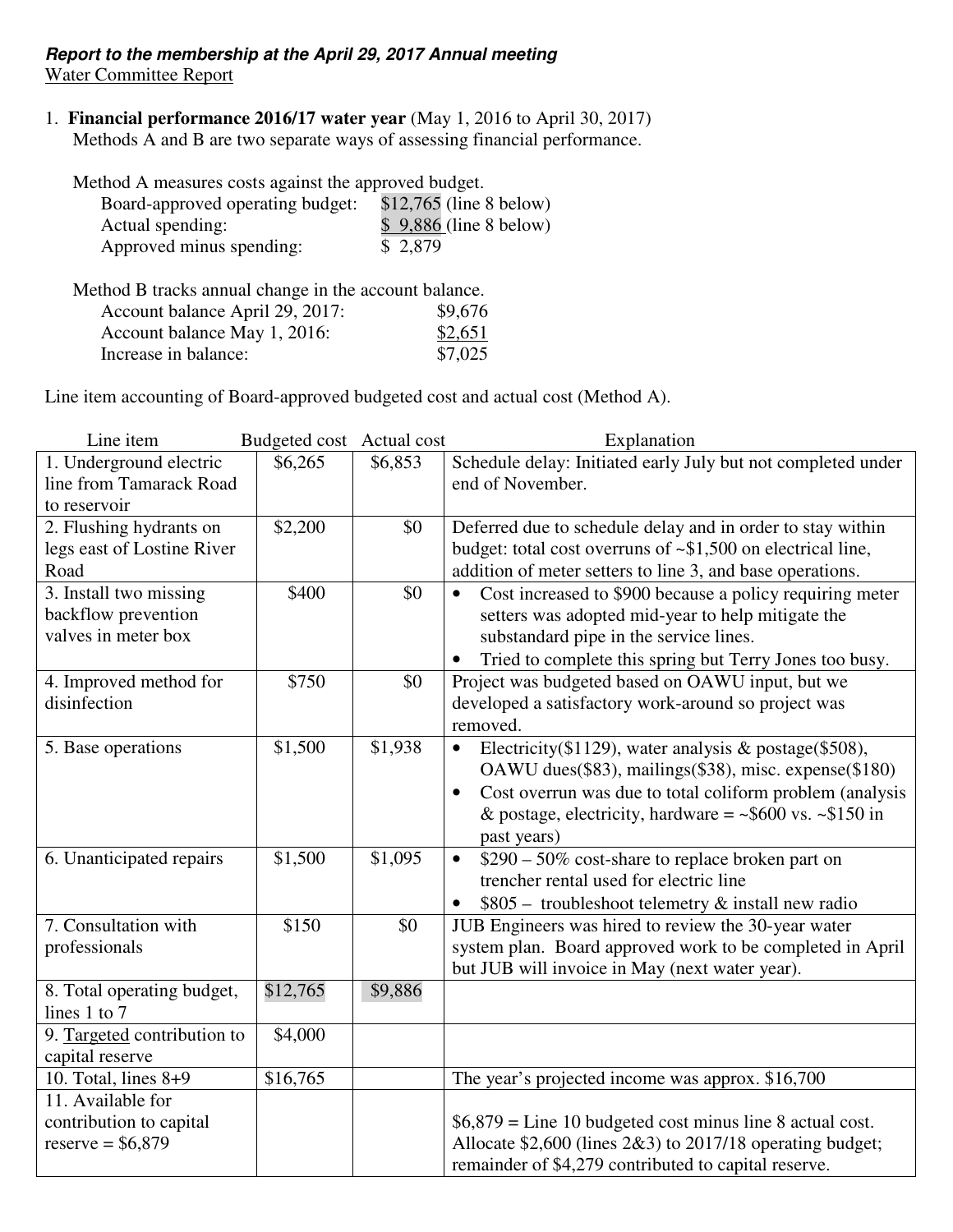***Report to the membership at the April 29, 2017 Annual meeting***

Water Committee Report

1. **Financial performance 2016/17 water year** (May 1, 2016 to April 30, 2017)
   Methods A and B are two separate ways of assessing financial performance.

   Method A measures costs against the approved budget.

   | | | |
   |---|---|---|
   | Board-approved operating budget: | $12,765 | (line 8 below) |
   | Actual spending: | $ 9,886 | (line 8 below) |
   | Approved minus spending: | $ 2,879 | |

   Method B tracks annual change in the account balance.

   | | |
   |---|---|
   | Account balance April 29, 2017: | $9,676 |
   | Account balance May 1, 2016: | $2,651 |
   | Increase in balance: | $7,025 |

Line item accounting of Board-approved budgeted cost and actual cost (Method A).

| Line item | Budgeted cost | Actual cost | Explanation |
|---|---|---|---|
| 1. Underground electric line from Tamarack Road to reservoir | $6,265 | $6,853 | Schedule delay: Initiated early July but not completed under end of November. |
| 2. Flushing hydrants on legs east of Lostine River Road | $2,200 | $0 | Deferred due to schedule delay and in order to stay within budget: total cost overruns of ~$1,500 on electrical line, addition of meter setters to line 3, and base operations. |
| 3. Install two missing backflow prevention valves in meter box | $400 | $0 | • Cost increased to $900 because a policy requiring meter setters was adopted mid-year to help mitigate the substandard pipe in the service lines. • Tried to complete this spring but Terry Jones too busy. |
| 4. Improved method for disinfection | $750 | $0 | Project was budgeted based on OAWU input, but we developed a satisfactory work-around so project was removed. |
| 5. Base operations | $1,500 | $1,938 | • Electricity($1129), water analysis & postage($508), OAWU dues($83), mailings($38), misc. expense($180) • Cost overrun was due to total coliform problem (analysis & postage, electricity, hardware = ~$600 vs. ~$150 in past years) |
| 6. Unanticipated repairs | $1,500 | $1,095 | • $290 – 50% cost-share to replace broken part on trencher rental used for electric line • $805 – troubleshoot telemetry & install new radio |
| 7. Consultation with professionals | $150 | $0 | JUB Engineers was hired to review the 30-year water system plan. Board approved work to be completed in April but JUB will invoice in May (next water year). |
| 8. Total operating budget, lines 1 to 7 | $12,765 | $9,886 | |
| 9. Targeted contribution to capital reserve | $4,000 | | |
| 10. Total, lines 8+9 | $16,765 | | The year's projected income was approx. $16,700 |
| 11. Available for contribution to capital reserve = $6,879 | | | $6,879 = Line 10 budgeted cost minus line 8 actual cost. Allocate $2,600 (lines 2&3) to 2017/18 operating budget; remainder of $4,279 contributed to capital reserve. |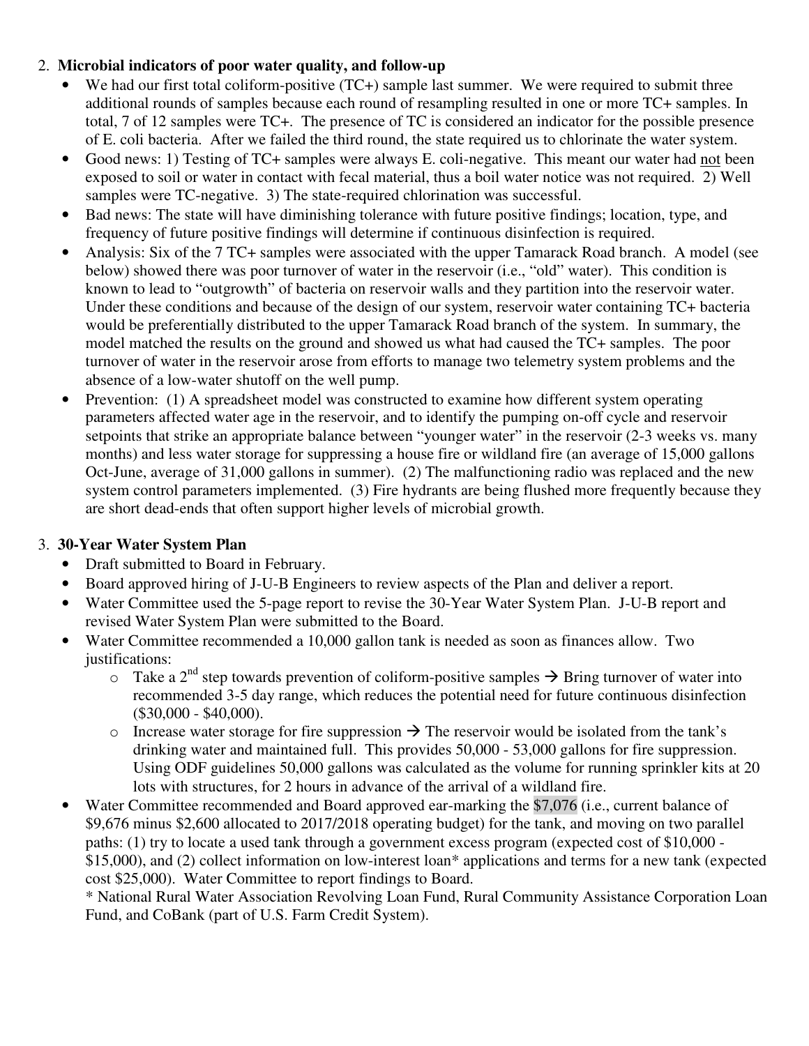2. **Microbial indicators of poor water quality, and follow-up**
   - We had our first total coliform-positive (TC+) sample last summer. We were required to submit three additional rounds of samples because each round of resampling resulted in one or more TC+ samples. In total, 7 of 12 samples were TC+. The presence of TC is considered an indicator for the possible presence of E. coli bacteria. After we failed the third round, the state required us to chlorinate the water system.
   - Good news: 1) Testing of TC+ samples were always E. coli-negative. This meant our water had not been exposed to soil or water in contact with fecal material, thus a boil water notice was not required. 2) Well samples were TC-negative. 3) The state-required chlorination was successful.
   - Bad news: The state will have diminishing tolerance with future positive findings; location, type, and frequency of future positive findings will determine if continuous disinfection is required.
   - Analysis: Six of the 7 TC+ samples were associated with the upper Tamarack Road branch. A model (see below) showed there was poor turnover of water in the reservoir (i.e., "old" water). This condition is known to lead to "outgrowth" of bacteria on reservoir walls and they partition into the reservoir water. Under these conditions and because of the design of our system, reservoir water containing TC+ bacteria would be preferentially distributed to the upper Tamarack Road branch of the system. In summary, the model matched the results on the ground and showed us what had caused the TC+ samples. The poor turnover of water in the reservoir arose from efforts to manage two telemetry system problems and the absence of a low-water shutoff on the well pump.
   - Prevention: (1) A spreadsheet model was constructed to examine how different system operating parameters affected water age in the reservoir, and to identify the pumping on-off cycle and reservoir setpoints that strike an appropriate balance between "younger water" in the reservoir (2-3 weeks vs. many months) and less water storage for suppressing a house fire or wildland fire (an average of 15,000 gallons Oct-June, average of 31,000 gallons in summer). (2) The malfunctioning radio was replaced and the new system control parameters implemented. (3) Fire hydrants are being flushed more frequently because they are short dead-ends that often support higher levels of microbial growth.

3. **30-Year Water System Plan**
   - Draft submitted to Board in February.
   - Board approved hiring of J-U-B Engineers to review aspects of the Plan and deliver a report.
   - Water Committee used the 5-page report to revise the 30-Year Water System Plan. J-U-B report and revised Water System Plan were submitted to the Board.
   - Water Committee recommended a 10,000 gallon tank is needed as soon as finances allow. Two justifications:
     - Take a 2nd step towards prevention of coliform-positive samples → Bring turnover of water into recommended 3-5 day range, which reduces the potential need for future continuous disinfection ($30,000 - $40,000).
     - Increase water storage for fire suppression → The reservoir would be isolated from the tank's drinking water and maintained full. This provides 50,000 - 53,000 gallons for fire suppression. Using ODF guidelines 50,000 gallons was calculated as the volume for running sprinkler kits at 20 lots with structures, for 2 hours in advance of the arrival of a wildland fire.
   - Water Committee recommended and Board approved ear-marking the $7,076 (i.e., current balance of $9,676 minus $2,600 allocated to 2017/2018 operating budget) for the tank, and moving on two parallel paths: (1) try to locate a used tank through a government excess program (expected cost of $10,000 - $15,000), and (2) collect information on low-interest loan* applications and terms for a new tank (expected cost $25,000). Water Committee to report findings to Board.

     * National Rural Water Association Revolving Loan Fund, Rural Community Assistance Corporation Loan Fund, and CoBank (part of U.S. Farm Credit System).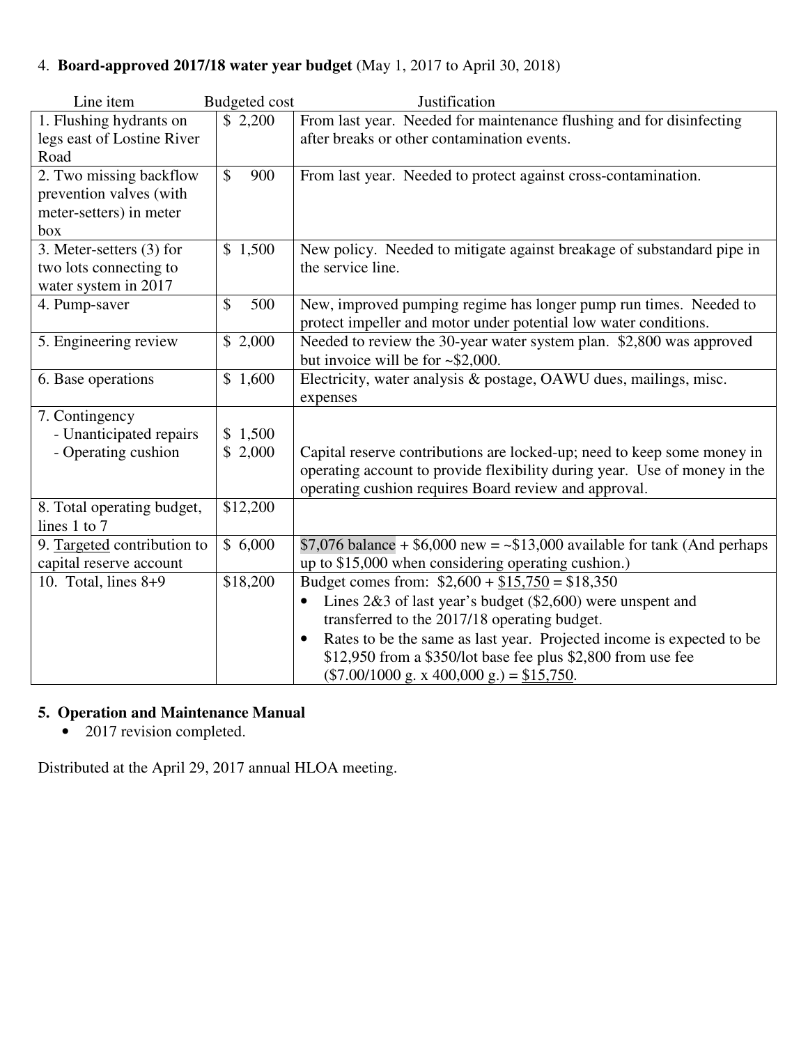4. **Board-approved 2017/18 water year budget** (May 1, 2017 to April 30, 2018)

| Line item | Budgeted cost | Justification |
| --- | --- | --- |
| 1. Flushing hydrants on legs east of Lostine River Road | $ 2,200 | From last year. Needed for maintenance flushing and for disinfecting after breaks or other contamination events. |
| 2. Two missing backflow prevention valves (with meter-setters) in meter box | $ 900 | From last year. Needed to protect against cross-contamination. |
| 3. Meter-setters (3) for two lots connecting to water system in 2017 | $ 1,500 | New policy. Needed to mitigate against breakage of substandard pipe in the service line. |
| 4. Pump-saver | $ 500 | New, improved pumping regime has longer pump run times. Needed to protect impeller and motor under potential low water conditions. |
| 5. Engineering review | $ 2,000 | Needed to review the 30-year water system plan. $2,800 was approved but invoice will be for ~$2,000. |
| 6. Base operations | $ 1,600 | Electricity, water analysis & postage, OAWU dues, mailings, misc. expenses |
| 7. Contingency<br>- Unanticipated repairs<br>- Operating cushion | <br>$ 1,500<br>$ 2,000 | Capital reserve contributions are locked-up; need to keep some money in operating account to provide flexibility during year. Use of money in the operating cushion requires Board review and approval. |
| 8. Total operating budget, lines 1 to 7 | $12,200 | |
| 9. <u>Targeted</u> contribution to capital reserve account | $ 6,000 | $7,076 balance + $6,000 new = ~$13,000 available for tank (And perhaps up to $15,000 when considering operating cushion.) |
| 10. Total, lines 8+9 | $18,200 | Budget comes from: $2,600 + <u>$15,750</u> = $18,350<br>• Lines 2&3 of last year's budget ($2,600) were unspent and transferred to the 2017/18 operating budget.<br>• Rates to be the same as last year. Projected income is expected to be $12,950 from a $350/lot base fee plus $2,800 from use fee ($7.00/1000 g. x 400,000 g.) = <u>$15,750</u>. |

**5. Operation and Maintenance Manual**

- 2017 revision completed.

Distributed at the April 29, 2017 annual HLOA meeting.